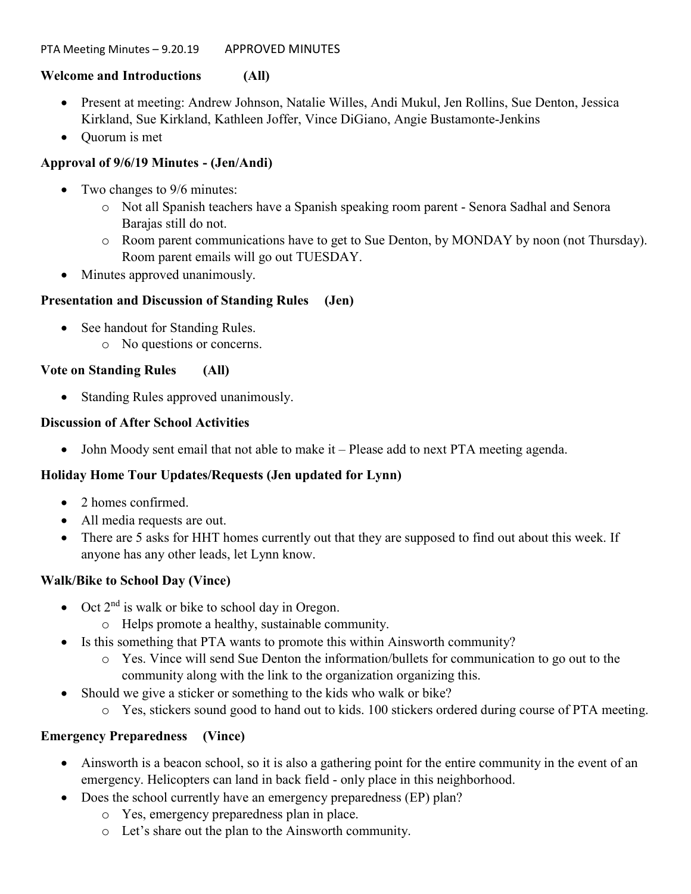PTA Meeting Minutes – 9.20.19 APPROVED MINUTES

**Welcome and Introductions (All)**

- Present at meeting: Andrew Johnson, Natalie Willes, Andi Mukul, Jen Rollins, Sue Denton, Jessica Kirkland, Sue Kirkland, Kathleen Joffer, Vince DiGiano, Angie Bustamonte-Jenkins
- Quorum is met

**Approval of 9/6/19 Minutes - (Jen/Andi)**

- Two changes to 9/6 minutes:
  - Not all Spanish teachers have a Spanish speaking room parent - Senora Sadhal and Senora Barajas still do not.
  - Room parent communications have to get to Sue Denton, by MONDAY by noon (not Thursday). Room parent emails will go out TUESDAY.
- Minutes approved unanimously.

**Presentation and Discussion of Standing Rules (Jen)**

- See handout for Standing Rules.
  - No questions or concerns.

**Vote on Standing Rules (All)**

- Standing Rules approved unanimously.

**Discussion of After School Activities**

- John Moody sent email that not able to make it – Please add to next PTA meeting agenda.

**Holiday Home Tour Updates/Requests (Jen updated for Lynn)**

- 2 homes confirmed.
- All media requests are out.
- There are 5 asks for HHT homes currently out that they are supposed to find out about this week. If anyone has any other leads, let Lynn know.

**Walk/Bike to School Day (Vince)**

- Oct 2nd is walk or bike to school day in Oregon.
  - Helps promote a healthy, sustainable community.
- Is this something that PTA wants to promote this within Ainsworth community?
  - Yes. Vince will send Sue Denton the information/bullets for communication to go out to the community along with the link to the organization organizing this.
- Should we give a sticker or something to the kids who walk or bike?
  - Yes, stickers sound good to hand out to kids. 100 stickers ordered during course of PTA meeting.

**Emergency Preparedness (Vince)**

- Ainsworth is a beacon school, so it is also a gathering point for the entire community in the event of an emergency. Helicopters can land in back field - only place in this neighborhood.
- Does the school currently have an emergency preparedness (EP) plan?
  - Yes, emergency preparedness plan in place.
  - Let's share out the plan to the Ainsworth community.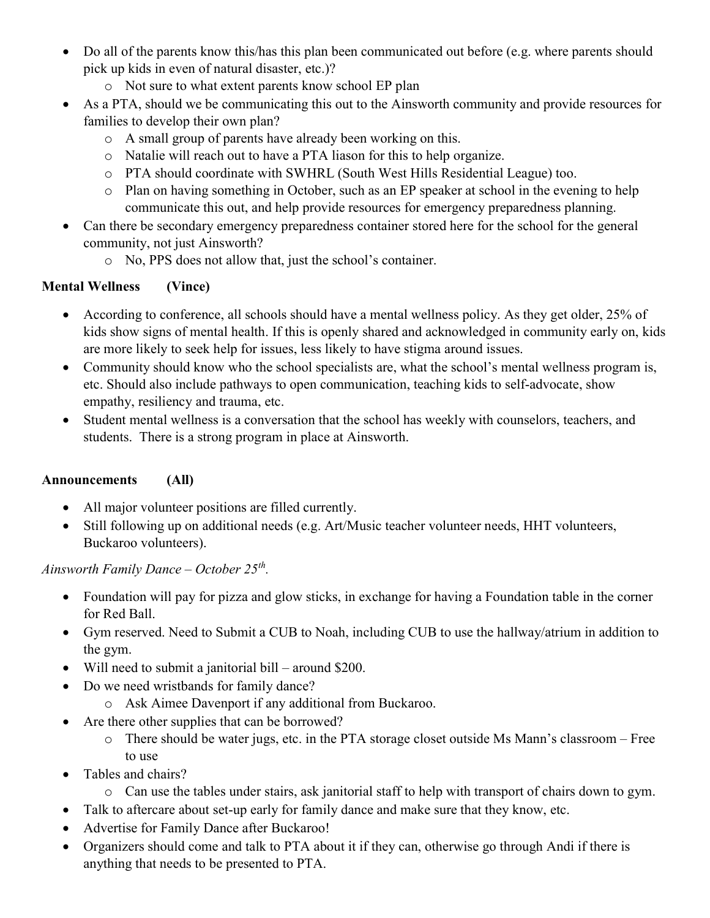- Do all of the parents know this/has this plan been communicated out before (e.g. where parents should pick up kids in even of natural disaster, etc.)?
  - Not sure to what extent parents know school EP plan
- As a PTA, should we be communicating this out to the Ainsworth community and provide resources for families to develop their own plan?
  - A small group of parents have already been working on this.
  - Natalie will reach out to have a PTA liason for this to help organize.
  - PTA should coordinate with SWHRL (South West Hills Residential League) too.
  - Plan on having something in October, such as an EP speaker at school in the evening to help communicate this out, and help provide resources for emergency preparedness planning.
- Can there be secondary emergency preparedness container stored here for the school for the general community, not just Ainsworth?
  - No, PPS does not allow that, just the school's container.

**Mental Wellness (Vince)**

- According to conference, all schools should have a mental wellness policy. As they get older, 25% of kids show signs of mental health. If this is openly shared and acknowledged in community early on, kids are more likely to seek help for issues, less likely to have stigma around issues.
- Community should know who the school specialists are, what the school's mental wellness program is, etc. Should also include pathways to open communication, teaching kids to self-advocate, show empathy, resiliency and trauma, etc.
- Student mental wellness is a conversation that the school has weekly with counselors, teachers, and students. There is a strong program in place at Ainsworth.

**Announcements (All)**

- All major volunteer positions are filled currently.
- Still following up on additional needs (e.g. Art/Music teacher volunteer needs, HHT volunteers, Buckaroo volunteers).

*Ainsworth Family Dance – October 25th.*

- Foundation will pay for pizza and glow sticks, in exchange for having a Foundation table in the corner for Red Ball.
- Gym reserved. Need to Submit a CUB to Noah, including CUB to use the hallway/atrium in addition to the gym.
- Will need to submit a janitorial bill – around $200.
- Do we need wristbands for family dance?
  - Ask Aimee Davenport if any additional from Buckaroo.
- Are there other supplies that can be borrowed?
  - There should be water jugs, etc. in the PTA storage closet outside Ms Mann's classroom – Free to use
- Tables and chairs?
  - Can use the tables under stairs, ask janitorial staff to help with transport of chairs down to gym.
- Talk to aftercare about set-up early for family dance and make sure that they know, etc.
- Advertise for Family Dance after Buckaroo!
- Organizers should come and talk to PTA about it if they can, otherwise go through Andi if there is anything that needs to be presented to PTA.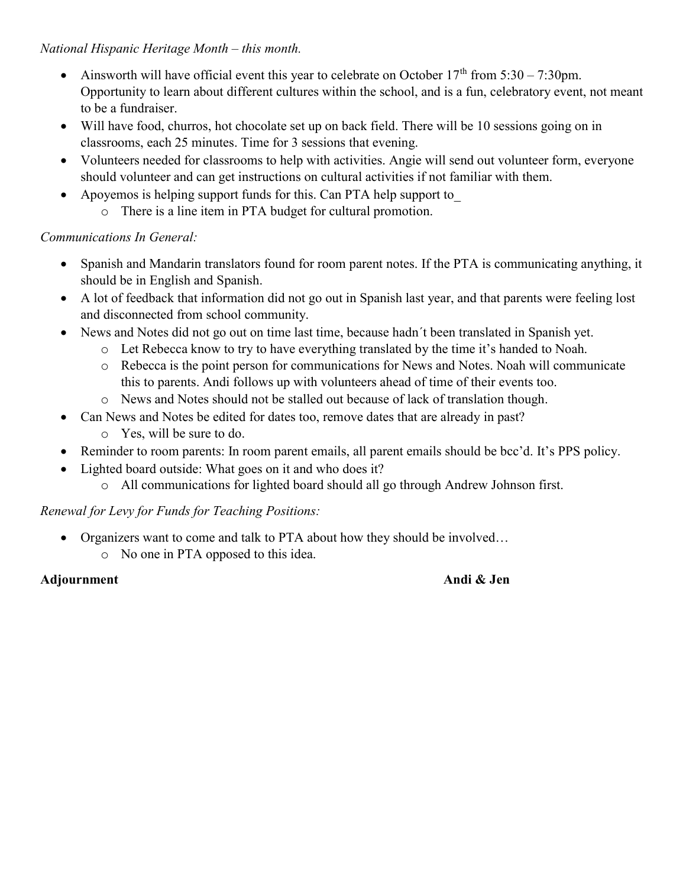*National Hispanic Heritage Month – this month.*

- Ainsworth will have official event this year to celebrate on October 17th from 5:30 – 7:30pm. Opportunity to learn about different cultures within the school, and is a fun, celebratory event, not meant to be a fundraiser.
- Will have food, churros, hot chocolate set up on back field. There will be 10 sessions going on in classrooms, each 25 minutes. Time for 3 sessions that evening.
- Volunteers needed for classrooms to help with activities. Angie will send out volunteer form, everyone should volunteer and can get instructions on cultural activities if not familiar with them.
- Apoyemos is helping support funds for this. Can PTA help support to_
    - There is a line item in PTA budget for cultural promotion.

*Communications In General:*

- Spanish and Mandarin translators found for room parent notes. If the PTA is communicating anything, it should be in English and Spanish.
- A lot of feedback that information did not go out in Spanish last year, and that parents were feeling lost and disconnected from school community.
- News and Notes did not go out on time last time, because hadn´t been translated in Spanish yet.
    - Let Rebecca know to try to have everything translated by the time it's handed to Noah.
    - Rebecca is the point person for communications for News and Notes. Noah will communicate this to parents. Andi follows up with volunteers ahead of time of their events too.
    - News and Notes should not be stalled out because of lack of translation though.
- Can News and Notes be edited for dates too, remove dates that are already in past?
    - Yes, will be sure to do.
- Reminder to room parents: In room parent emails, all parent emails should be bcc'd. It's PPS policy.
- Lighted board outside: What goes on it and who does it?
    - All communications for lighted board should all go through Andrew Johnson first.

*Renewal for Levy for Funds for Teaching Positions:*

- Organizers want to come and talk to PTA about how they should be involved…
    - No one in PTA opposed to this idea.

**Adjournment** **Andi & Jen**